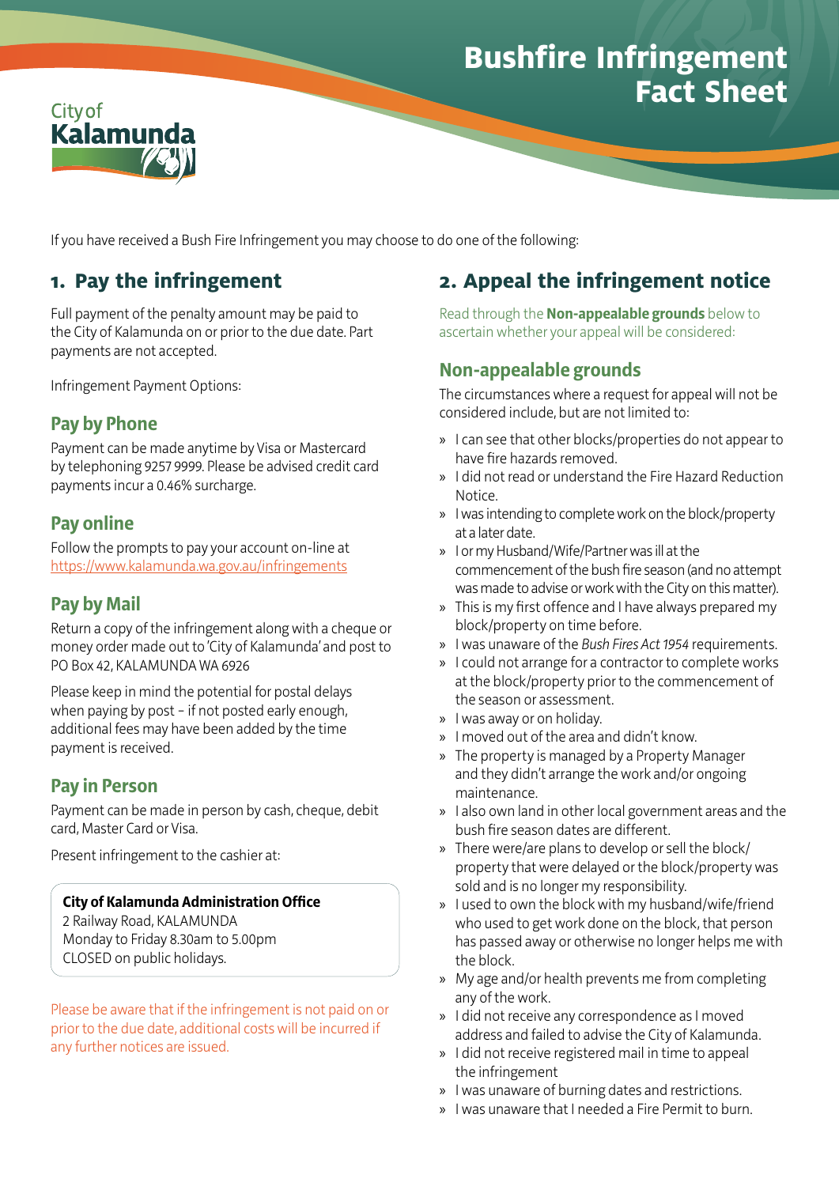# Bushfire Infringement Fact Sheet

City of Kalamunda

If you have received a Bush Fire Infringement you may choose to do one of the following:

## 1. Pay the infringement

Full payment of the penalty amount may be paid to the City of Kalamunda on or prior to the due date. Part payments are not accepted.

Infringement Payment Options:

### Pay by Phone

Payment can be made anytime by Visa or Mastercard by telephoning 9257 9999. Please be advised credit card payments incur a 0.46% surcharge.

### Pay online

Follow the prompts to pay your account on-line at https://www.kalamunda.wa.gov.au/infringements

### Pay by Mail

Return a copy of the infringement along with a cheque or money order made out to 'City of Kalamunda' and post to PO Box 42, KALAMUNDA WA 6926

Please keep in mind the potential for postal delays when paying by post – if not posted early enough, additional fees may have been added by the time payment is received.

### Pay in Person

Payment can be made in person by cash, cheque, debit card, Master Card or Visa.

Present infringement to the cashier at:

**City of Kalamunda Administration Office**
2 Railway Road, KALAMUNDA
Monday to Friday 8.30am to 5.00pm
CLOSED on public holidays.

Please be aware that if the infringement is not paid on or prior to the due date, additional costs will be incurred if any further notices are issued.

## 2. Appeal the infringement notice

Read through the **Non-appealable grounds** below to ascertain whether your appeal will be considered:

### Non-appealable grounds

The circumstances where a request for appeal will not be considered include, but are not limited to:

- I can see that other blocks/properties do not appear to have fire hazards removed.
- I did not read or understand the Fire Hazard Reduction Notice.
- I was intending to complete work on the block/property at a later date.
- I or my Husband/Wife/Partner was ill at the commencement of the bush fire season (and no attempt was made to advise or work with the City on this matter).
- This is my first offence and I have always prepared my block/property on time before.
- I was unaware of the *Bush Fires Act 1954* requirements.
- I could not arrange for a contractor to complete works at the block/property prior to the commencement of the season or assessment.
- I was away or on holiday.
- I moved out of the area and didn't know.
- The property is managed by a Property Manager and they didn't arrange the work and/or ongoing maintenance.
- I also own land in other local government areas and the bush fire season dates are different.
- There were/are plans to develop or sell the block/property that were delayed or the block/property was sold and is no longer my responsibility.
- I used to own the block with my husband/wife/friend who used to get work done on the block, that person has passed away or otherwise no longer helps me with the block.
- My age and/or health prevents me from completing any of the work.
- I did not receive any correspondence as I moved address and failed to advise the City of Kalamunda.
- I did not receive registered mail in time to appeal the infringement
- I was unaware of burning dates and restrictions.
- I was unaware that I needed a Fire Permit to burn.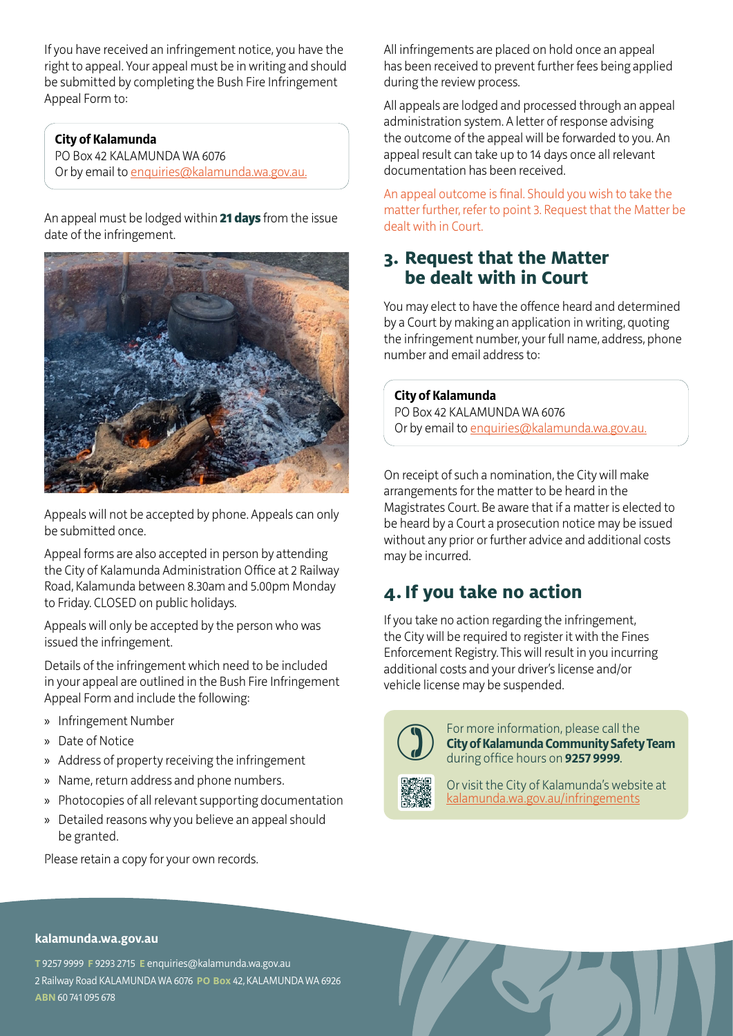If you have received an infringement notice, you have the right to appeal. Your appeal must be in writing and should be submitted by completing the Bush Fire Infringement Appeal Form to:

**City of Kalamunda**
PO Box 42 KALAMUNDA WA 6076
Or by email to enquiries@kalamunda.wa.gov.au.

An appeal must be lodged within **21 days** from the issue date of the infringement.

Appeals will not be accepted by phone. Appeals can only be submitted once.

Appeal forms are also accepted in person by attending the City of Kalamunda Administration Office at 2 Railway Road, Kalamunda between 8.30am and 5.00pm Monday to Friday. CLOSED on public holidays.

Appeals will only be accepted by the person who was issued the infringement.

Details of the infringement which need to be included in your appeal are outlined in the Bush Fire Infringement Appeal Form and include the following:

- Infringement Number
- Date of Notice
- Address of property receiving the infringement
- Name, return address and phone numbers.
- Photocopies of all relevant supporting documentation
- Detailed reasons why you believe an appeal should be granted.

Please retain a copy for your own records.

All infringements are placed on hold once an appeal has been received to prevent further fees being applied during the review process.

All appeals are lodged and processed through an appeal administration system. A letter of response advising the outcome of the appeal will be forwarded to you. An appeal result can take up to 14 days once all relevant documentation has been received.

An appeal outcome is final. Should you wish to take the matter further, refer to point 3. Request that the Matter be dealt with in Court.

## 3. Request that the Matter be dealt with in Court

You may elect to have the offence heard and determined by a Court by making an application in writing, quoting the infringement number, your full name, address, phone number and email address to:

**City of Kalamunda**
PO Box 42 KALAMUNDA WA 6076
Or by email to enquiries@kalamunda.wa.gov.au.

On receipt of such a nomination, the City will make arrangements for the matter to be heard in the Magistrates Court. Be aware that if a matter is elected to be heard by a Court a prosecution notice may be issued without any prior or further advice and additional costs may be incurred.

## 4. If you take no action

If you take no action regarding the infringement, the City will be required to register it with the Fines Enforcement Registry. This will result in you incurring additional costs and your driver's license and/or vehicle license may be suspended.

For more information, please call the **City of Kalamunda Community Safety Team** during office hours on **9257 9999**.

Or visit the City of Kalamunda's website at kalamunda.wa.gov.au/infringements

**kalamunda.wa.gov.au**

**T** 9257 9999 **F** 9293 2715 **E** enquiries@kalamunda.wa.gov.au
2 Railway Road KALAMUNDA WA 6076 **PO Box** 42, KALAMUNDA WA 6926
**ABN** 60 741 095 678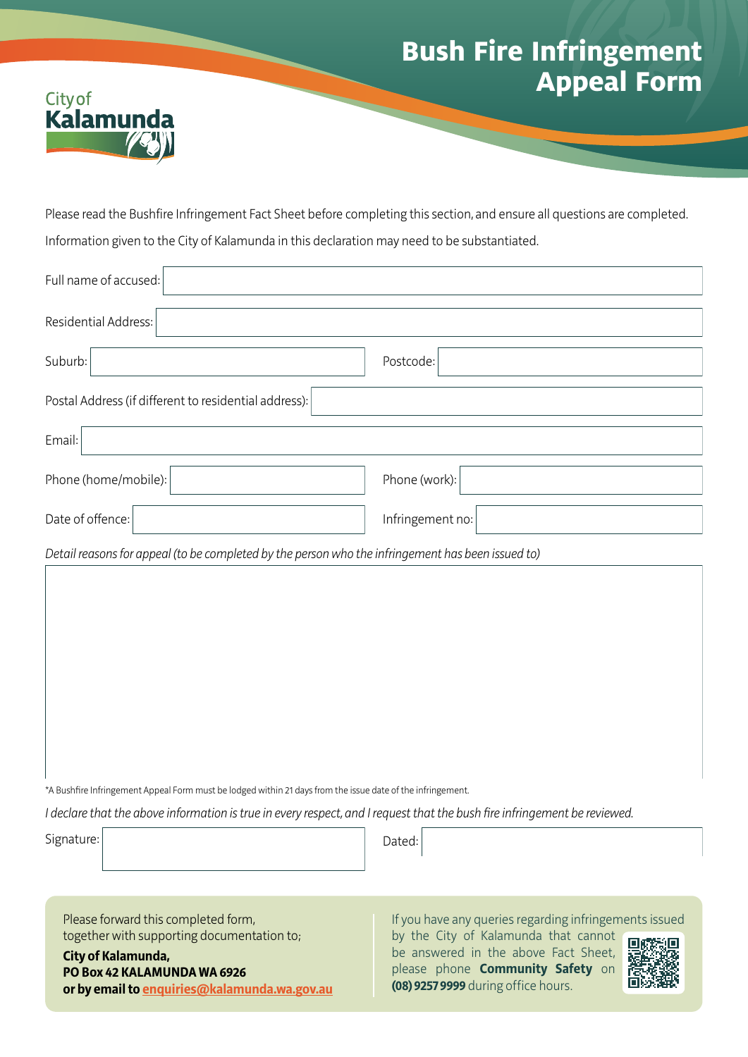# Bush Fire Infringement Appeal Form

City of Kalamunda

Please read the Bushfire Infringement Fact Sheet before completing this section, and ensure all questions are completed.

Information given to the City of Kalamunda in this declaration may need to be substantiated.

Full name of accused:

Residential Address:

Suburb: | Postcode:

Postal Address (if different to residential address):

Email:

Phone (home/mobile): | Phone (work):

Date of offence: | Infringement no:

*Detail reasons for appeal (to be completed by the person who the infringement has been issued to)*

*A Bushfire Infringement Appeal Form must be lodged within 21 days from the issue date of the infringement.

*I declare that the above information is true in every respect, and I request that the bush fire infringement be reviewed.*

Signature: | Dated:

Please forward this completed form, together with supporting documentation to;

**City of Kalamunda,**
**PO Box 42 KALAMUNDA WA 6926**
**or by email to enquiries@kalamunda.wa.gov.au**

If you have any queries regarding infringements issued by the City of Kalamunda that cannot be answered in the above Fact Sheet, please phone **Community Safety** on **(08) 9257 9999** during office hours.